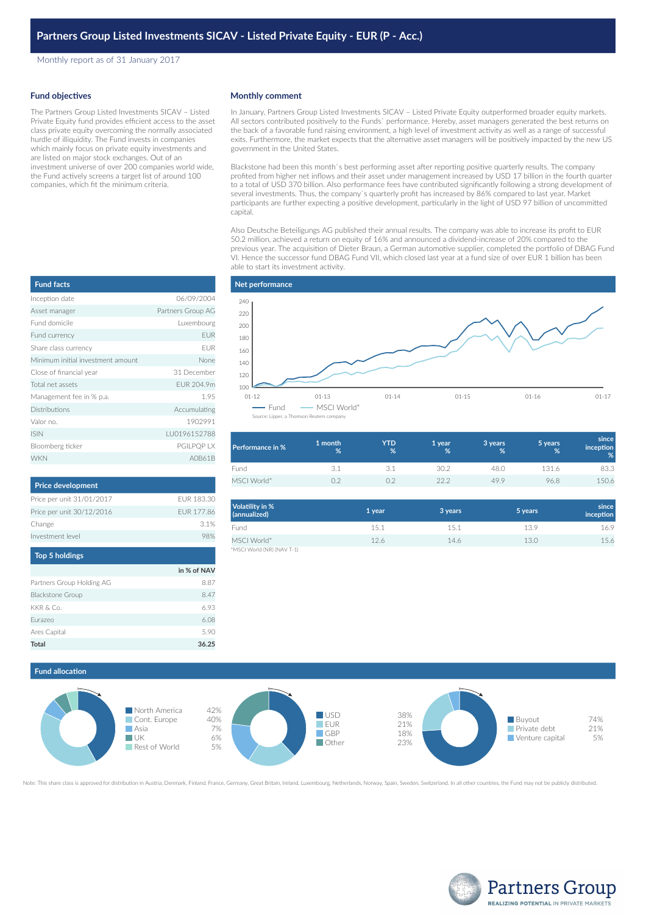# Partners Group Listed Investments SICAV - Listed Private Equity - EUR (P - Acc.)

Monthly report as of 31 January 2017

## Fund objectives

The Partners Group Listed Investments SICAV – Listed Private Equity fund provides efficient access to the asset class private equity overcoming the normally associated hurdle of illiquidity. The Fund invests in companies which mainly focus on private equity investments and are listed on major stock exchanges. Out of an investment universe of over 200 companies world wide, the Fund actively screens a target list of around 100 companies, which fit the minimum criteria.

## Monthly comment

In January, Partners Group Listed Investments SICAV – Listed Private Equity outperformed broader equity markets. All sectors contributed positively to the Funds` performance. Hereby, asset managers generated the best returns on the back of a favorable fund raising environment, a high level of investment activity as well as a range of successful exits. Furthermore, the market expects that the alternative asset managers will be positively impacted by the new US government in the United States.

Blackstone had been this month`s best performing asset after reporting positive quarterly results. The company profited from higher net inflows and their asset under management increased by USD 17 billion in the fourth quarter to a total of USD 370 billion. Also performance fees have contributed significantly following a strong development of several investments. Thus, the company`s quarterly profit has increased by 86% compared to last year. Market participants are further expecting a positive development, particularly in the light of USD 97 billion of uncommitted capital.

Also Deutsche Beteiligungs AG published their annual results. The company was able to increase its profit to EUR 50.2 million, achieved a return on equity of 16% and announced a dividend-increase of 20% compared to the previous year. The acquisition of Dieter Braun, a German automotive supplier, completed the portfolio of DBAG Fund VI. Hence the successor fund DBAG Fund VII, which closed last year at a fund size of over EUR 1 billion has been able to start its investment activity.

## Fund facts

| | |
|---|---|
| Inception date | 06/09/2004 |
| Asset manager | Partners Group AG |
| Fund domicile | Luxembourg |
| Fund currency | EUR |
| Share class currency | EUR |
| Minimum initial investment amount | None |
| Close of financial year | 31 December |
| Total net assets | EUR 204.9m |
| Management fee in % p.a. | 1.95 |
| Distributions | Accumulating |
| Valor no. | 1902991 |
| ISIN | LU0196152788 |
| Bloomberg ticker | PGILPQP LX |
| WKN | A0B61B |

## Price development

| | |
|---|---|
| Price per unit 31/01/2017 | EUR 183.30 |
| Price per unit 30/12/2016 | EUR 177.86 |
| Change | 3.1% |
| Investment level | 98% |

## Top 5 holdings

| | in % of NAV |
|---|---|
| Partners Group Holding AG | 8.87 |
| Blackstone Group | 8.47 |
| KKR & Co. | 6.93 |
| Eurazeo | 6.08 |
| Ares Capital | 5.90 |
| **Total** | **36.25** |

## Net performance

240
220
200
180
160
140
120
100

01-12 01-13 01-14 01-15 01-16 01-17

Fund
MSCI World*

Source: Lipper, a Thomson Reuters company

| Performance in % | 1 month % | YTD % | 1 year % | 3 years % | 5 years % | since inception % |
|---|---|---|---|---|---|---|
| Fund | 3.1 | 3.1 | 30.2 | 48.0 | 131.6 | 83.3 |
| MSCI World* | 0.2 | 0.2 | 22.2 | 49.9 | 96.8 | 150.6 |

| Volatility in % (annualized) | 1 year | 3 years | 5 years | since inception |
|---|---|---|---|---|
| Fund | 15.1 | 15.1 | 13.9 | 16.9 |
| MSCI World* | 12.6 | 14.6 | 13.0 | 15.6 |

*MSCI World (NR) (NAV T-1)

## Fund allocation

North America 42%
Cont. Europe 40%
Asia 7%
UK 6%
Rest of World 5%

USD 38%
EUR 21%
GBP 18%
Other 23%

Buyout 74%
Private debt 21%
Venture capital 5%

Note: This share class is approved for distribution in Austria, Denmark, Finland, France, Germany, Great Britain, Ireland, Luxembourg, Netherlands, Norway, Spain, Sweden, Switzerland. In all other countries, the Fund may not be publicly distributed.

Partners Group
REALIZING POTENTIAL IN PRIVATE MARKETS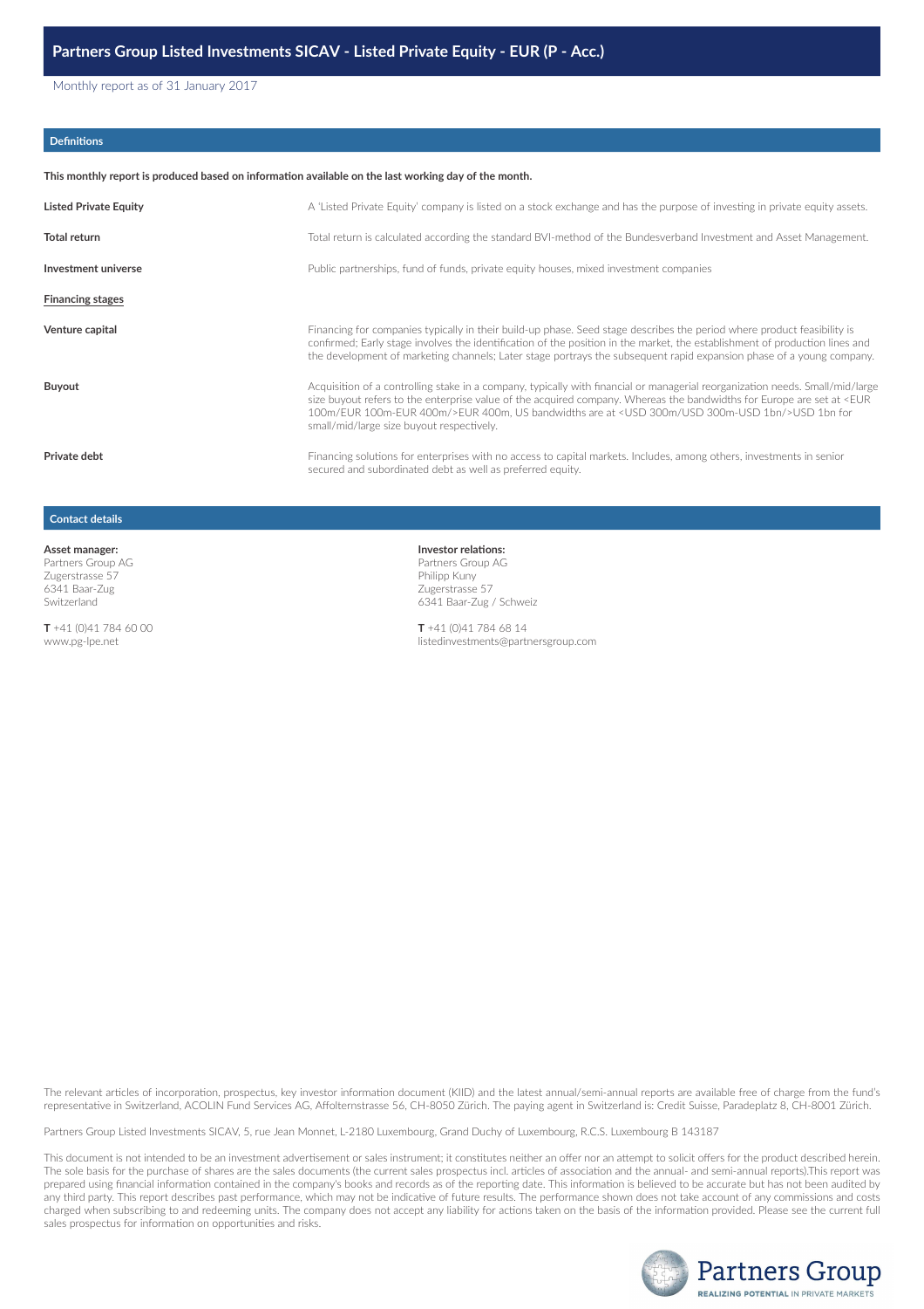# Partners Group Listed Investments SICAV - Listed Private Equity - EUR (P - Acc.)

Monthly report as of 31 January 2017

## Definitions

**This monthly report is produced based on information available on the last working day of the month.**

| | |
|---|---|
| **Listed Private Equity** | A 'Listed Private Equity' company is listed on a stock exchange and has the purpose of investing in private equity assets. |
| **Total return** | Total return is calculated according the standard BVI-method of the Bundesverband Investment and Asset Management. |
| **Investment universe** | Public partnerships, fund of funds, private equity houses, mixed investment companies |
| **Financing stages** | |
| **Venture capital** | Financing for companies typically in their build-up phase. Seed stage describes the period where product feasibility is confirmed; Early stage involves the identification of the position in the market, the establishment of production lines and the development of marketing channels; Later stage portrays the subsequent rapid expansion phase of a young company. |
| **Buyout** | Acquisition of a controlling stake in a company, typically with financial or managerial reorganization needs. Small/mid/large size buyout refers to the enterprise value of the acquired company. Whereas the bandwidths for Europe are set at <EUR 100m/EUR 100m-EUR 400m/>EUR 400m, US bandwidths are at <USD 300m/USD 300m-USD 1bn/>USD 1bn for small/mid/large size buyout respectively. |
| **Private debt** | Financing solutions for enterprises with no access to capital markets. Includes, among others, investments in senior secured and subordinated debt as well as preferred equity. |

## Contact details

**Asset manager:**
Partners Group AG
Zugerstrasse 57
6341 Baar-Zug
Switzerland

**T** +41 (0)41 784 60 00
www.pg-lpe.net

**Investor relations:**
Partners Group AG
Philipp Kuny
Zugerstrasse 57
6341 Baar-Zug / Schweiz

**T** +41 (0)41 784 68 14
listedinvestments@partnersgroup.com

The relevant articles of incorporation, prospectus, key investor information document (KIID) and the latest annual/semi-annual reports are available free of charge from the fund's representative in Switzerland, ACOLIN Fund Services AG, Affolternstrasse 56, CH-8050 Zürich. The paying agent in Switzerland is: Credit Suisse, Paradeplatz 8, CH-8001 Zürich.

Partners Group Listed Investments SICAV, 5, rue Jean Monnet, L-2180 Luxembourg, Grand Duchy of Luxembourg, R.C.S. Luxembourg B 143187

This document is not intended to be an investment advertisement or sales instrument; it constitutes neither an offer nor an attempt to solicit offers for the product described herein. The sole basis for the purchase of shares are the sales documents (the current sales prospectus incl. articles of association and the annual- and semi-annual reports).This report was prepared using financial information contained in the company's books and records as of the reporting date. This information is believed to be accurate but has not been audited by any third party. This report describes past performance, which may not be indicative of future results. The performance shown does not take account of any commissions and costs charged when subscribing to and redeeming units. The company does not accept any liability for actions taken on the basis of the information provided. Please see the current full sales prospectus for information on opportunities and risks.

Partners Group
REALIZING POTENTIAL IN PRIVATE MARKETS